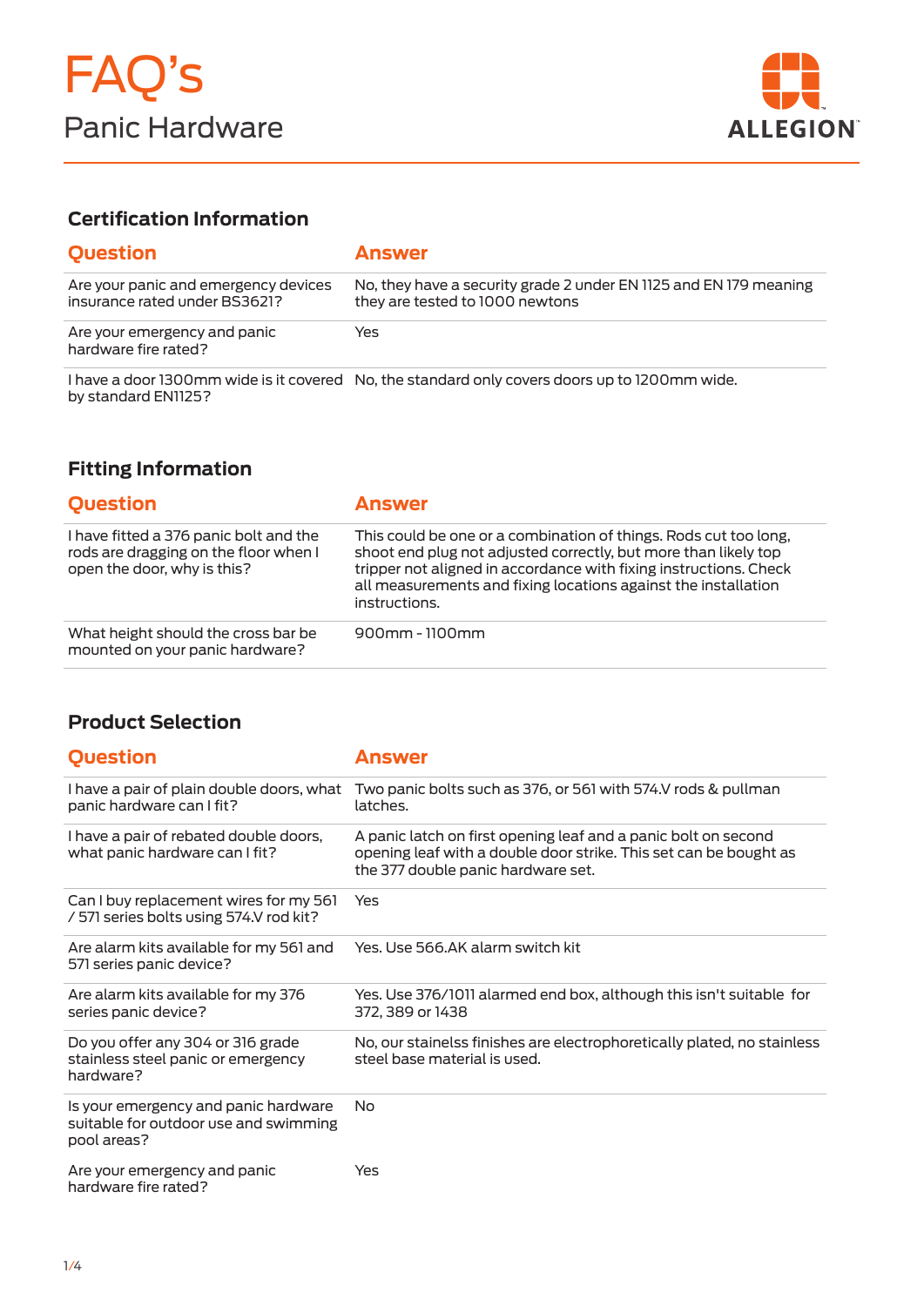# FAQ's

## Panic Hardware

ALLEGION

### Certification Information

| Question | Answer |
|---|---|
| Are your panic and emergency devices insurance rated under BS3621? | No, they have a security grade 2 under EN 1125 and EN 179 meaning they are tested to 1000 newtons |
| Are your emergency and panic hardware fire rated? | Yes |
| I have a door 1300mm wide is it covered by standard EN1125? | No, the standard only covers doors up to 1200mm wide. |

### Fitting Information

| Question | Answer |
|---|---|
| I have fitted a 376 panic bolt and the rods are dragging on the floor when I open the door, why is this? | This could be one or a combination of things. Rods cut too long, shoot end plug not adjusted correctly, but more than likely top tripper not aligned in accordance with fixing instructions. Check all measurements and fixing locations against the installation instructions. |
| What height should the cross bar be mounted on your panic hardware? | 900mm - 1100mm |

### Product Selection

| Question | Answer |
|---|---|
| I have a pair of plain double doors, what panic hardware can I fit? | Two panic bolts such as 376, or 561 with 574.V rods & pullman latches. |
| I have a pair of rebated double doors, what panic hardware can I fit? | A panic latch on first opening leaf and a panic bolt on second opening leaf with a double door strike. This set can be bought as the 377 double panic hardware set. |
| Can I buy replacement wires for my 561 / 571 series bolts using 574.V rod kit? | Yes |
| Are alarm kits available for my 561 and 571 series panic device? | Yes. Use 566.AK alarm switch kit |
| Are alarm kits available for my 376 series panic device? | Yes. Use 376/1011 alarmed end box, although this isn't suitable for 372, 389 or 1438 |
| Do you offer any 304 or 316 grade stainless steel panic or emergency hardware? | No, our stainelss finishes are electrophoretically plated, no stainless steel base material is used. |
| Is your emergency and panic hardware suitable for outdoor use and swimming pool areas? | No |
| Are your emergency and panic hardware fire rated? | Yes |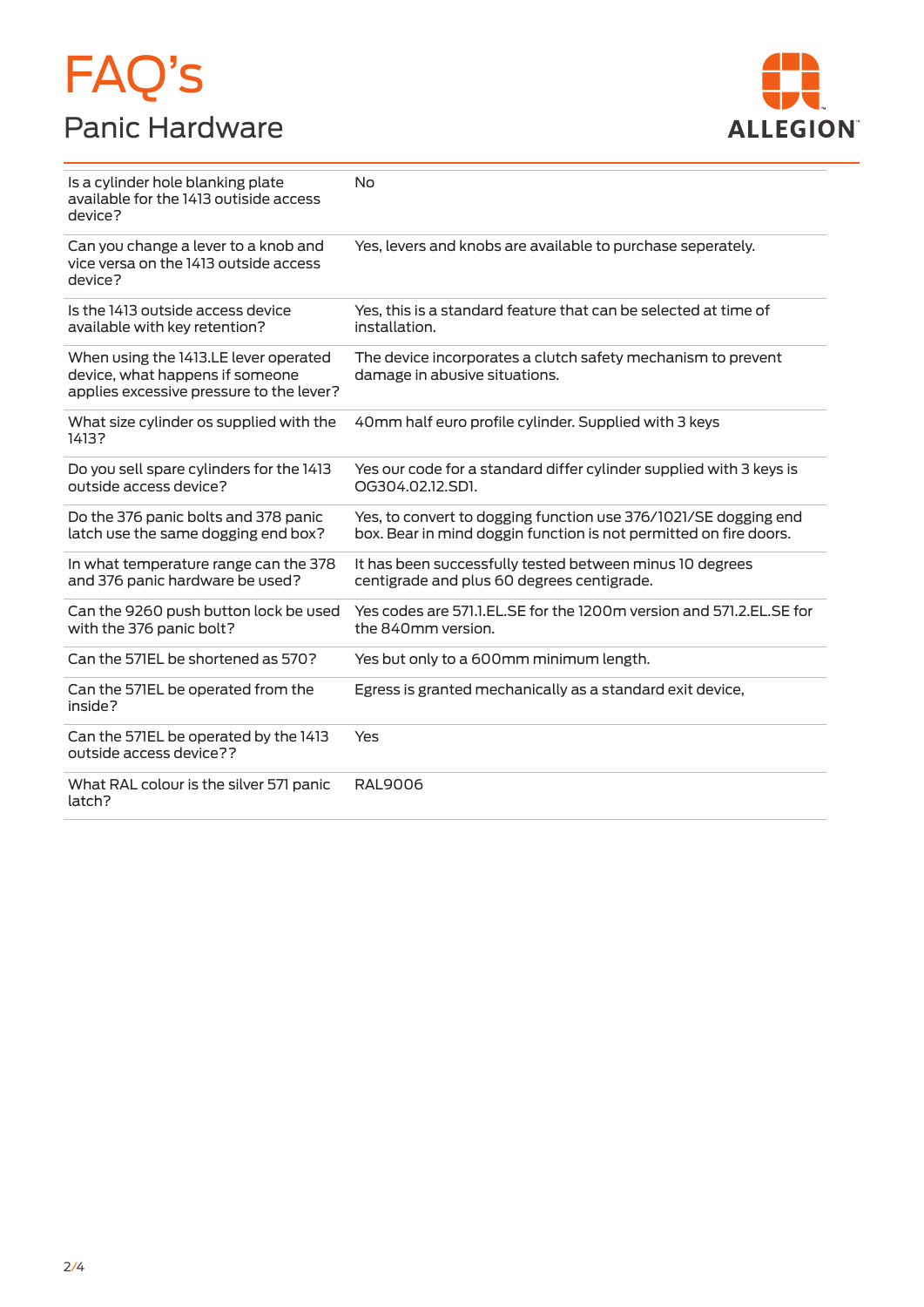# FAQ's

## Panic Hardware

| | |
|---|---|
| Is a cylinder hole blanking plate available for the 1413 outisde access device? | No |
| Can you change a lever to a knob and vice versa on the 1413 outside access device? | Yes, levers and knobs are available to purchase seperately. |
| Is the 1413 outside access device available with key retention? | Yes, this is a standard feature that can be selected at time of installation. |
| When using the 1413.LE lever operated device, what happens if someone applies excessive pressure to the lever? | The device incorporates a clutch safety mechanism to prevent damage in abusive situations. |
| What size cylinder os supplied with the 1413? | 40mm half euro profile cylinder. Supplied with 3 keys |
| Do you sell spare cylinders for the 1413 outside access device? | Yes our code for a standard differ cylinder supplied with 3 keys is OG304.02.12.SD1. |
| Do the 376 panic bolts and 378 panic latch use the same dogging end box? | Yes, to convert to dogging function use 376/1021/SE dogging end box. Bear in mind doggin function is not permitted on fire doors. |
| In what temperature range can the 378 and 376 panic hardware be used? | It has been successfully tested between minus 10 degrees centigrade and plus 60 degrees centigrade. |
| Can the 9260 push button lock be used with the 376 panic bolt? | Yes codes are 571.1.EL.SE for the 1200m version and 571.2.EL.SE for the 840mm version. |
| Can the 571EL be shortened as 570? | Yes but only to a 600mm minimum length. |
| Can the 571EL be operated from the inside? | Egress is granted mechanically as a standard exit device, |
| Can the 571EL be operated by the 1413 outside access device?? | Yes |
| What RAL colour is the silver 571 panic latch? | RAL9006 |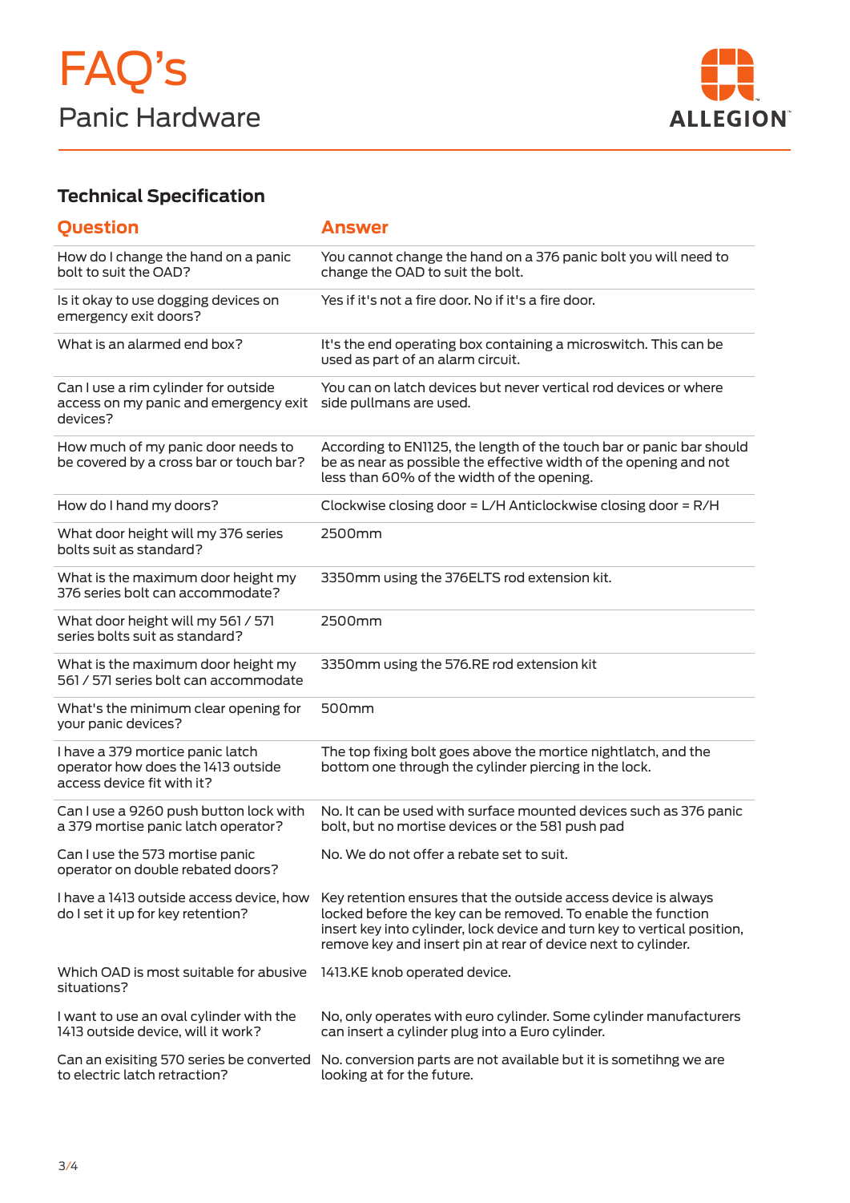# FAQ's

## Panic Hardware

### Technical Specification

| Question | Answer |
|---|---|
| How do I change the hand on a panic bolt to suit the OAD? | You cannot change the hand on a 376 panic bolt you will need to change the OAD to suit the bolt. |
| Is it okay to use dogging devices on emergency exit doors? | Yes if it's not a fire door. No if it's a fire door. |
| What is an alarmed end box? | It's the end operating box containing a microswitch. This can be used as part of an alarm circuit. |
| Can I use a rim cylinder for outside access on my panic and emergency exit devices? | You can on latch devices but never vertical rod devices or where side pullmans are used. |
| How much of my panic door needs to be covered by a cross bar or touch bar? | According to EN1125, the length of the touch bar or panic bar should be as near as possible the effective width of the opening and not less than 60% of the width of the opening. |
| How do I hand my doors? | Clockwise closing door = L/H Anticlockwise closing door = R/H |
| What door height will my 376 series bolts suit as standard? | 2500mm |
| What is the maximum door height my 376 series bolt can accommodate? | 3350mm using the 376ELTS rod extension kit. |
| What door height will my 561 / 571 series bolts suit as standard? | 2500mm |
| What is the maximum door height my 561 / 571 series bolt can accommodate | 3350mm using the 576.RE rod extension kit |
| What's the minimum clear opening for your panic devices? | 500mm |
| I have a 379 mortice panic latch operator how does the 1413 outside access device fit with it? | The top fixing bolt goes above the mortice nightlatch, and the bottom one through the cylinder piercing in the lock. |
| Can I use a 9260 push button lock with a 379 mortise panic latch operator? | No. It can be used with surface mounted devices such as 376 panic bolt, but no mortise devices or the 581 push pad |
| Can I use the 573 mortise panic operator on double rebated doors? | No. We do not offer a rebate set to suit. |
| I have a 1413 outside access device, how do I set it up for key retention? | Key retention ensures that the outside access device is always locked before the key can be removed. To enable the function insert key into cylinder, lock device and turn key to vertical position, remove key and insert pin at rear of device next to cylinder. |
| Which OAD is most suitable for abusive situations? | 1413.KE knob operated device. |
| I want to use an oval cylinder with the 1413 outside device, will it work? | No, only operates with euro cylinder. Some cylinder manufacturers can insert a cylinder plug into a Euro cylinder. |
| Can an exisiting 570 series be converted to electric latch retraction? | No. conversion parts are not available but it is sometihng we are looking at for the future. |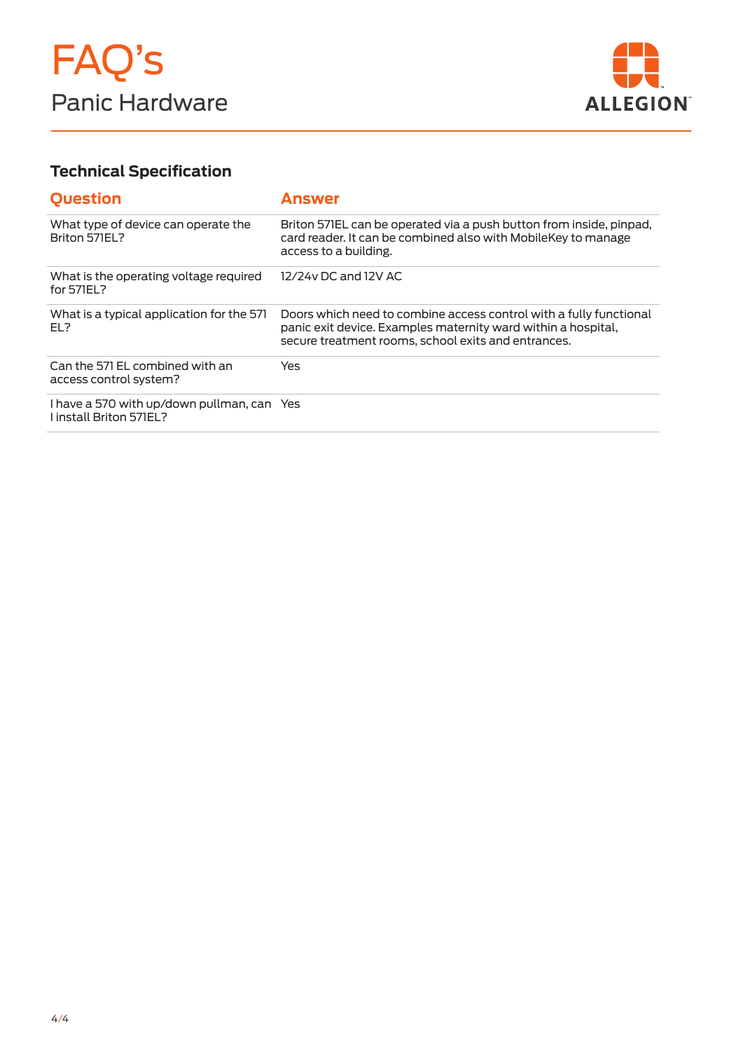# FAQ's

## Panic Hardware

### Technical Specification

| Question | Answer |
| --- | --- |
| What type of device can operate the Briton 571EL? | Briton 571EL can be operated via a push button from inside, pinpad, card reader. It can be combined also with MobileKey to manage access to a building. |
| What is the operating voltage required for 571EL? | 12/24v DC and 12V AC |
| What is a typical application for the 571 EL? | Doors which need to combine access control with a fully functional panic exit device. Examples maternity ward within a hospital, secure treatment rooms, school exits and entrances. |
| Can the 571 EL combined with an access control system? | Yes |
| I have a 570 with up/down pullman, can I install Briton 571EL? | Yes |